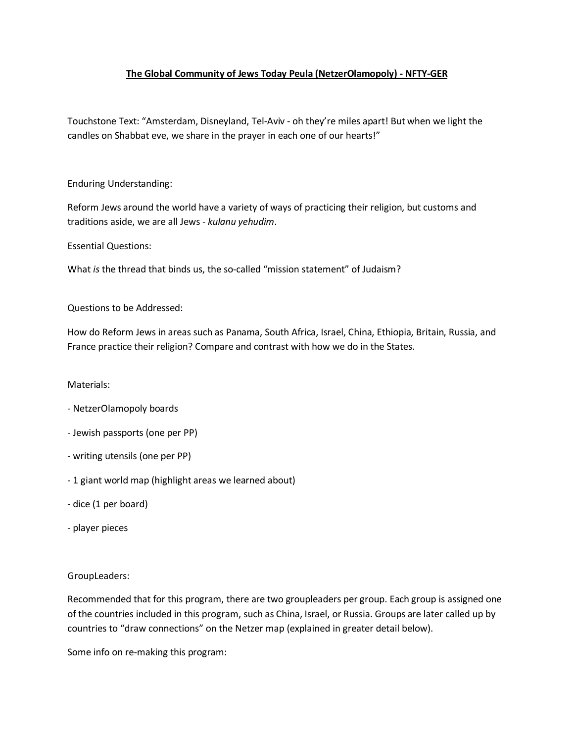# **The Global Community of Jews Today Peula (NetzerOlamopoly) - NFTY-GER**

Touchstone Text: "Amsterdam, Disneyland, Tel-Aviv - oh they're miles apart! But when we light the candles on Shabbat eve, we share in the prayer in each one of our hearts!"

Enduring Understanding:

Reform Jews around the world have a variety of ways of practicing their religion, but customs and traditions aside, we are all Jews - *kulanu yehudim*.

Essential Questions:

What *is* the thread that binds us, the so-called "mission statement" of Judaism?

Questions to be Addressed:

How do Reform Jews in areas such as Panama, South Africa, Israel, China, Ethiopia, Britain, Russia, and France practice their religion? Compare and contrast with how we do in the States.

Materials:

- NetzerOlamopoly boards
- Jewish passports (one per PP)
- writing utensils (one per PP)
- 1 giant world map (highlight areas we learned about)
- dice (1 per board)
- player pieces

GroupLeaders:

Recommended that for this program, there are two groupleaders per group. Each group is assigned one of the countries included in this program, such as China, Israel, or Russia. Groups are later called up by countries to "draw connections" on the Netzer map (explained in greater detail below).

Some info on re-making this program: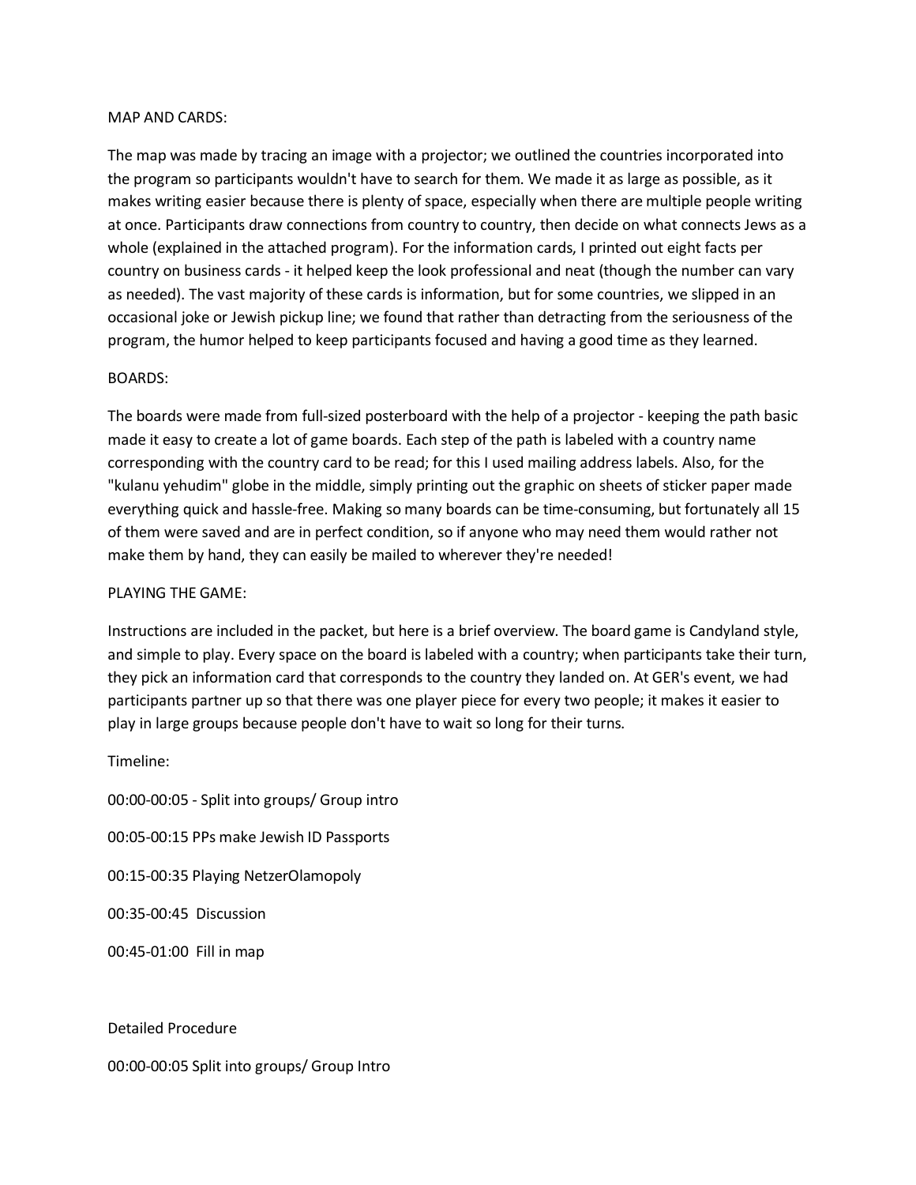MAP AND CARDS:

The map was made by tracing an image with a projector; we outlined the countries incorporated into the program so participants wouldn't have to search for them. We made it as large as possible, as it makes writing easier because there is plenty of space, especially when there are multiple people writing at once. Participants draw connections from country to country, then decide on what connects Jews as a whole (explained in the attached program). For the information cards, I printed out eight facts per country on business cards - it helped keep the look professional and neat (though the number can vary as needed). The vast majority of these cards is information, but for some countries, we slipped in an occasional joke or Jewish pickup line; we found that rather than detracting from the seriousness of the program, the humor helped to keep participants focused and having a good time as they learned.

BOARDS:

The boards were made from full-sized posterboard with the help of a projector - keeping the path basic made it easy to create a lot of game boards. Each step of the path is labeled with a country name corresponding with the country card to be read; for this I used mailing address labels. Also, for the "kulanu yehudim" globe in the middle, simply printing out the graphic on sheets of sticker paper made everything quick and hassle-free. Making so many boards can be time-consuming, but fortunately all 15 of them were saved and are in perfect condition, so if anyone who may need them would rather not make them by hand, they can easily be mailed to wherever they're needed!

PLAYING THE GAME:

Instructions are included in the packet, but here is a brief overview. The board game is Candyland style, and simple to play. Every space on the board is labeled with a country; when participants take their turn, they pick an information card that corresponds to the country they landed on. At GER's event, we had participants partner up so that there was one player piece for every two people; it makes it easier to play in large groups because people don't have to wait so long for their turns.

Timeline:

00:00-00:05 - Split into groups/ Group intro

00:05-00:15 PPs make Jewish ID Passports

00:15-00:35 Playing NetzerOlamopoly

00:35-00:45 Discussion

00:45-01:00 Fill in map

Detailed Procedure

00:00-00:05 Split into groups/ Group Intro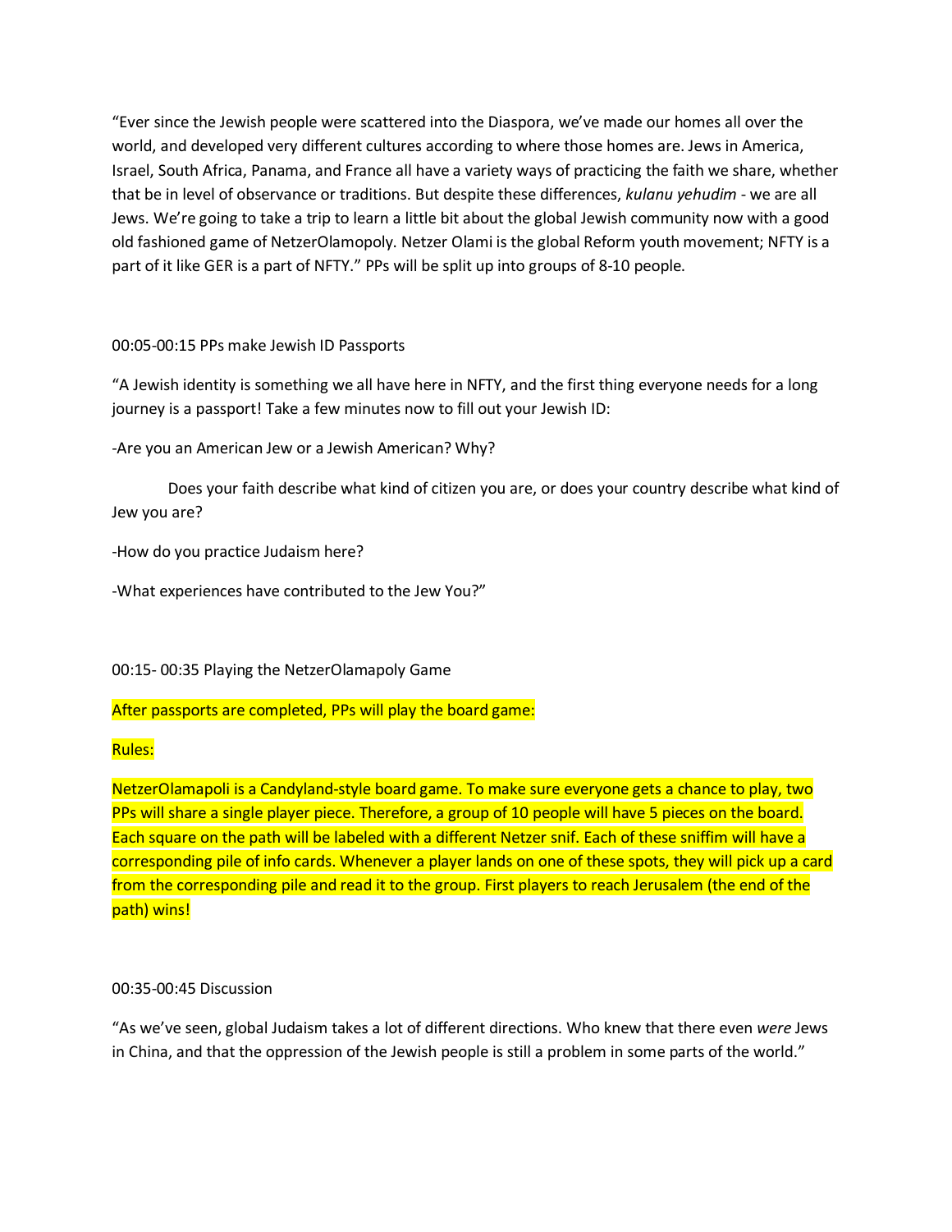"Ever since the Jewish people were scattered into the Diaspora, we've made our homes all over the world, and developed very different cultures according to where those homes are. Jews in America, Israel, South Africa, Panama, and France all have a variety ways of practicing the faith we share, whether that be in level of observance or traditions. But despite these differences, *kulanu yehudim* - we are all Jews. We're going to take a trip to learn a little bit about the global Jewish community now with a good old fashioned game of NetzerOlamopoly. Netzer Olami is the global Reform youth movement; NFTY is a part of it like GER is a part of NFTY." PPs will be split up into groups of 8-10 people.

00:05-00:15 PPs make Jewish ID Passports

"A Jewish identity is something we all have here in NFTY, and the first thing everyone needs for a long journey is a passport! Take a few minutes now to fill out your Jewish ID:

-Are you an American Jew or a Jewish American? Why?

Does your faith describe what kind of citizen you are, or does your country describe what kind of Jew you are?

-How do you practice Judaism here?

-What experiences have contributed to the Jew You?"

00:15- 00:35 Playing the NetzerOlamapoly Game

After passports are completed, PPs will play the board game:

Rules:

NetzerOlamapoli is a Candyland-style board game. To make sure everyone gets a chance to play, two PPs will share a single player piece. Therefore, a group of 10 people will have 5 pieces on the board. Each square on the path will be labeled with a different Netzer snif. Each of these sniffim will have a corresponding pile of info cards. Whenever a player lands on one of these spots, they will pick up a card from the corresponding pile and read it to the group. First players to reach Jerusalem (the end of the path) wins!

00:35-00:45 Discussion

"As we've seen, global Judaism takes a lot of different directions. Who knew that there even *were* Jews in China, and that the oppression of the Jewish people is still a problem in some parts of the world."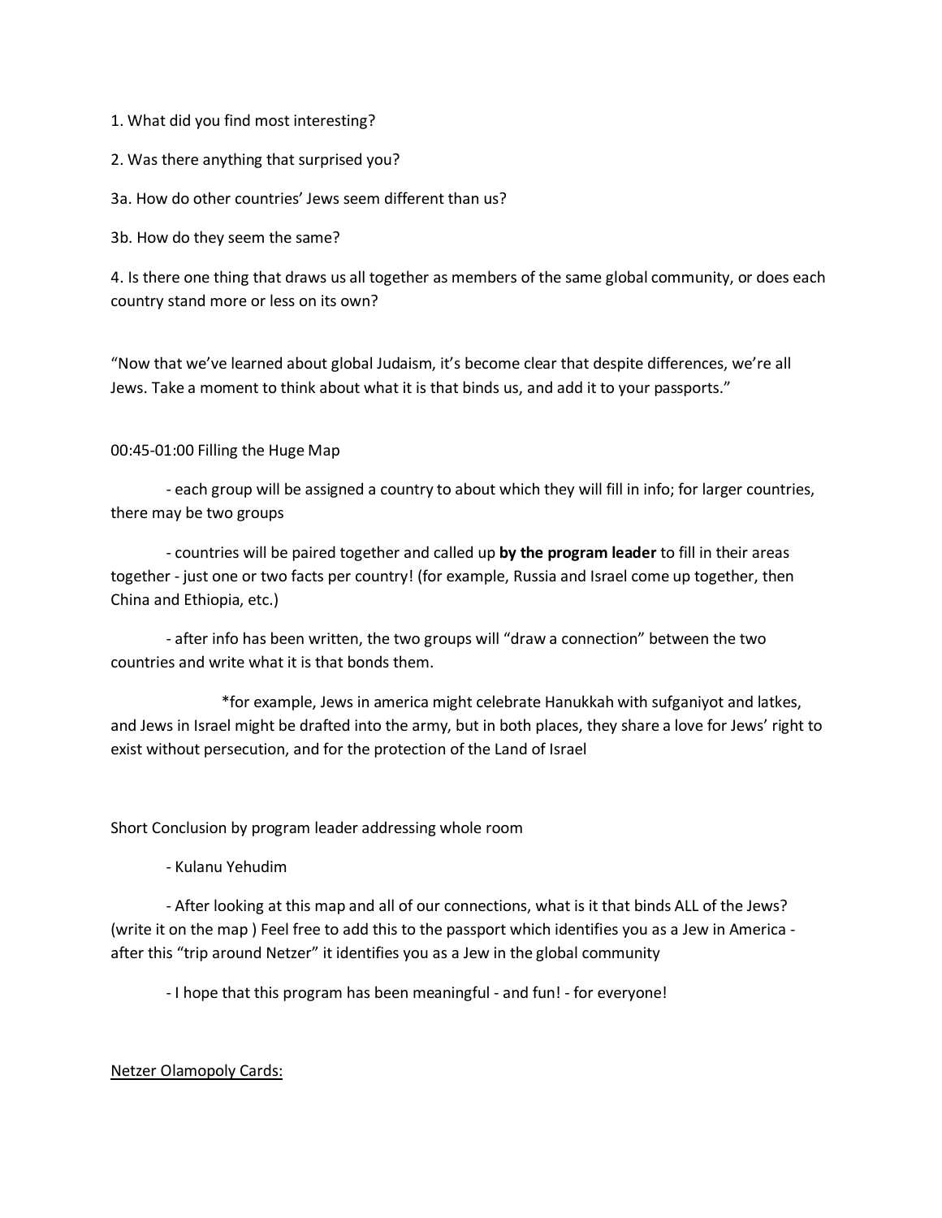1. What did you find most interesting?

2. Was there anything that surprised you?

3a. How do other countries' Jews seem different than us?

3b. How do they seem the same?

4. Is there one thing that draws us all together as members of the same global community, or does each country stand more or less on its own?

"Now that we've learned about global Judaism, it's become clear that despite differences, we're all Jews. Take a moment to think about what it is that binds us, and add it to your passports."

00:45-01:00 Filling the Huge Map

- each group will be assigned a country to about which they will fill in info; for larger countries, there may be two groups
- countries will be paired together and called up **by the program leader** to fill in their areas together - just one or two facts per country! (for example, Russia and Israel come up together, then China and Ethiopia, etc.)
- after info has been written, the two groups will "draw a connection" between the two countries and write what it is that bonds them.

  *for example, Jews in america might celebrate Hanukkah with sufganiyot and latkes, and Jews in Israel might be drafted into the army, but in both places, they share a love for Jews' right to exist without persecution, and for the protection of the Land of Israel

Short Conclusion by program leader addressing whole room

- Kulanu Yehudim
- After looking at this map and all of our connections, what is it that binds ALL of the Jews? (write it on the map ) Feel free to add this to the passport which identifies you as a Jew in America - after this "trip around Netzer" it identifies you as a Jew in the global community
- I hope that this program has been meaningful - and fun! - for everyone!

<u>Netzer Olamopoly Cards:</u>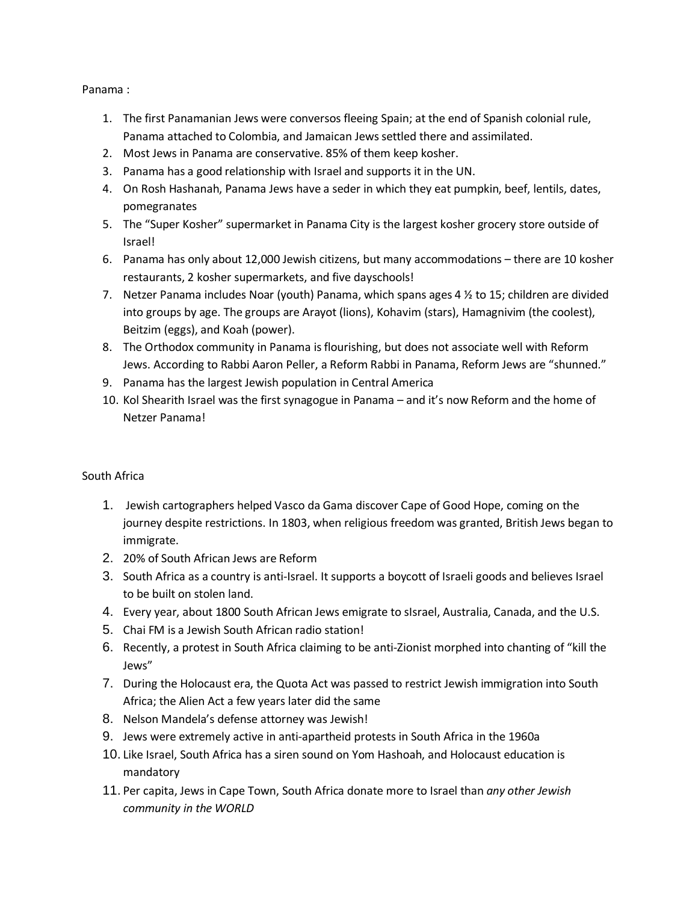Panama :

1. The first Panamanian Jews were conversos fleeing Spain; at the end of Spanish colonial rule, Panama attached to Colombia, and Jamaican Jews settled there and assimilated.
2. Most Jews in Panama are conservative. 85% of them keep kosher.
3. Panama has a good relationship with Israel and supports it in the UN.
4. On Rosh Hashanah, Panama Jews have a seder in which they eat pumpkin, beef, lentils, dates, pomegranates
5. The "Super Kosher" supermarket in Panama City is the largest kosher grocery store outside of Israel!
6. Panama has only about 12,000 Jewish citizens, but many accommodations – there are 10 kosher restaurants, 2 kosher supermarkets, and five dayschools!
7. Netzer Panama includes Noar (youth) Panama, which spans ages 4 ½ to 15; children are divided into groups by age. The groups are Arayot (lions), Kohavim (stars), Hamagnivim (the coolest), Beitzim (eggs), and Koah (power).
8. The Orthodox community in Panama is flourishing, but does not associate well with Reform Jews. According to Rabbi Aaron Peller, a Reform Rabbi in Panama, Reform Jews are "shunned."
9. Panama has the largest Jewish population in Central America
10. Kol Shearith Israel was the first synagogue in Panama – and it's now Reform and the home of Netzer Panama!

South Africa

1. Jewish cartographers helped Vasco da Gama discover Cape of Good Hope, coming on the journey despite restrictions. In 1803, when religious freedom was granted, British Jews began to immigrate.
2. 20% of South African Jews are Reform
3. South Africa as a country is anti-Israel. It supports a boycott of Israeli goods and believes Israel to be built on stolen land.
4. Every year, about 1800 South African Jews emigrate to sIsrael, Australia, Canada, and the U.S.
5. Chai FM is a Jewish South African radio station!
6. Recently, a protest in South Africa claiming to be anti-Zionist morphed into chanting of "kill the Jews"
7. During the Holocaust era, the Quota Act was passed to restrict Jewish immigration into South Africa; the Alien Act a few years later did the same
8. Nelson Mandela's defense attorney was Jewish!
9. Jews were extremely active in anti-apartheid protests in South Africa in the 1960a
10. Like Israel, South Africa has a siren sound on Yom Hashoah, and Holocaust education is mandatory
11. Per capita, Jews in Cape Town, South Africa donate more to Israel than *any other Jewish community in the WORLD*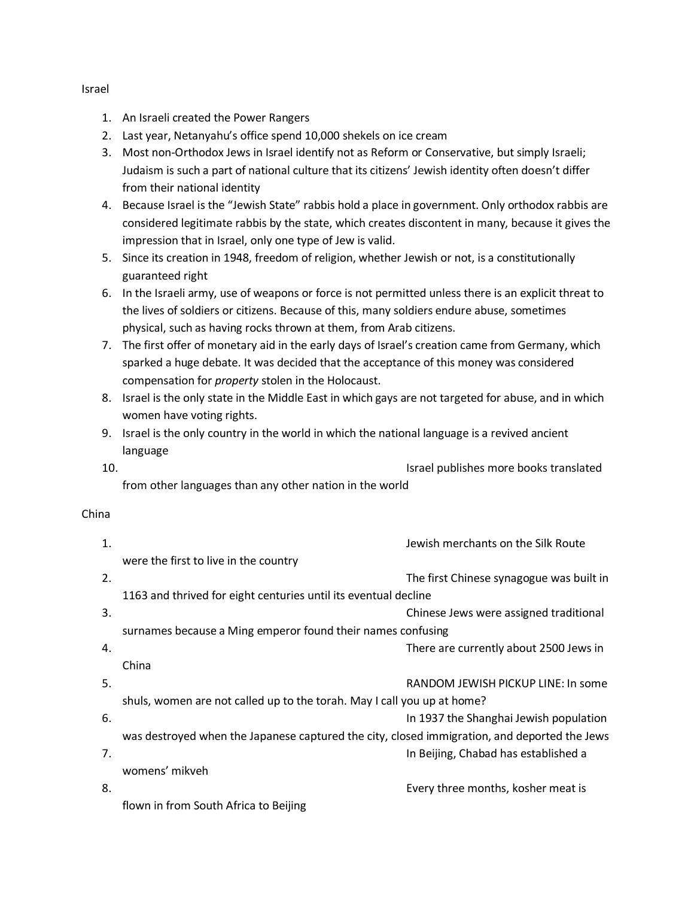Israel

1. An Israeli created the Power Rangers
2. Last year, Netanyahu's office spend 10,000 shekels on ice cream
3. Most non-Orthodox Jews in Israel identify not as Reform or Conservative, but simply Israeli; Judaism is such a part of national culture that its citizens' Jewish identity often doesn't differ from their national identity
4. Because Israel is the "Jewish State" rabbis hold a place in government. Only orthodox rabbis are considered legitimate rabbis by the state, which creates discontent in many, because it gives the impression that in Israel, only one type of Jew is valid.
5. Since its creation in 1948, freedom of religion, whether Jewish or not, is a constitutionally guaranteed right
6. In the Israeli army, use of weapons or force is not permitted unless there is an explicit threat to the lives of soldiers or citizens. Because of this, many soldiers endure abuse, sometimes physical, such as having rocks thrown at them, from Arab citizens.
7. The first offer of monetary aid in the early days of Israel's creation came from Germany, which sparked a huge debate. It was decided that the acceptance of this money was considered compensation for *property* stolen in the Holocaust.
8. Israel is the only state in the Middle East in which gays are not targeted for abuse, and in which women have voting rights.
9. Israel is the only country in the world in which the national language is a revived ancient language
10. Israel publishes more books translated from other languages than any other nation in the world

China

1. Jewish merchants on the Silk Route were the first to live in the country
2. The first Chinese synagogue was built in 1163 and thrived for eight centuries until its eventual decline
3. Chinese Jews were assigned traditional surnames because a Ming emperor found their names confusing
4. There are currently about 2500 Jews in China
5. RANDOM JEWISH PICKUP LINE: In some shuls, women are not called up to the torah. May I call you up at home?
6. In 1937 the Shanghai Jewish population was destroyed when the Japanese captured the city, closed immigration, and deported the Jews
7. In Beijing, Chabad has established a womens' mikveh
8. Every three months, kosher meat is flown in from South Africa to Beijing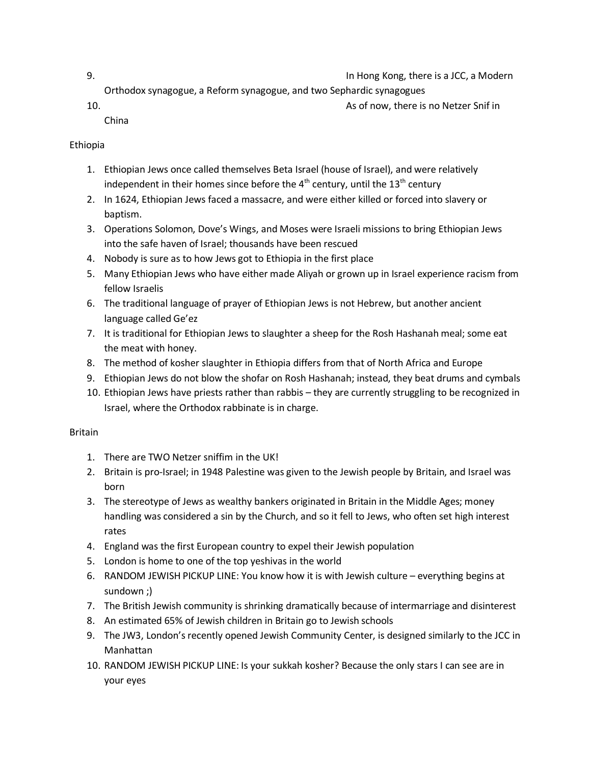9. In Hong Kong, there is a JCC, a Modern Orthodox synagogue, a Reform synagogue, and two Sephardic synagogues
10. As of now, there is no Netzer Snif in China

Ethiopia

1. Ethiopian Jews once called themselves Beta Israel (house of Israel), and were relatively independent in their homes since before the 4th century, until the 13th century
2. In 1624, Ethiopian Jews faced a massacre, and were either killed or forced into slavery or baptism.
3. Operations Solomon, Dove's Wings, and Moses were Israeli missions to bring Ethiopian Jews into the safe haven of Israel; thousands have been rescued
4. Nobody is sure as to how Jews got to Ethiopia in the first place
5. Many Ethiopian Jews who have either made Aliyah or grown up in Israel experience racism from fellow Israelis
6. The traditional language of prayer of Ethiopian Jews is not Hebrew, but another ancient language called Ge'ez
7. It is traditional for Ethiopian Jews to slaughter a sheep for the Rosh Hashanah meal; some eat the meat with honey.
8. The method of kosher slaughter in Ethiopia differs from that of North Africa and Europe
9. Ethiopian Jews do not blow the shofar on Rosh Hashanah; instead, they beat drums and cymbals
10. Ethiopian Jews have priests rather than rabbis – they are currently struggling to be recognized in Israel, where the Orthodox rabbinate is in charge.

Britain

1. There are TWO Netzer sniffim in the UK!
2. Britain is pro-Israel; in 1948 Palestine was given to the Jewish people by Britain, and Israel was born
3. The stereotype of Jews as wealthy bankers originated in Britain in the Middle Ages; money handling was considered a sin by the Church, and so it fell to Jews, who often set high interest rates
4. England was the first European country to expel their Jewish population
5. London is home to one of the top yeshivas in the world
6. RANDOM JEWISH PICKUP LINE: You know how it is with Jewish culture – everything begins at sundown ;)
7. The British Jewish community is shrinking dramatically because of intermarriage and disinterest
8. An estimated 65% of Jewish children in Britain go to Jewish schools
9. The JW3, London's recently opened Jewish Community Center, is designed similarly to the JCC in Manhattan
10. RANDOM JEWISH PICKUP LINE: Is your sukkah kosher? Because the only stars I can see are in your eyes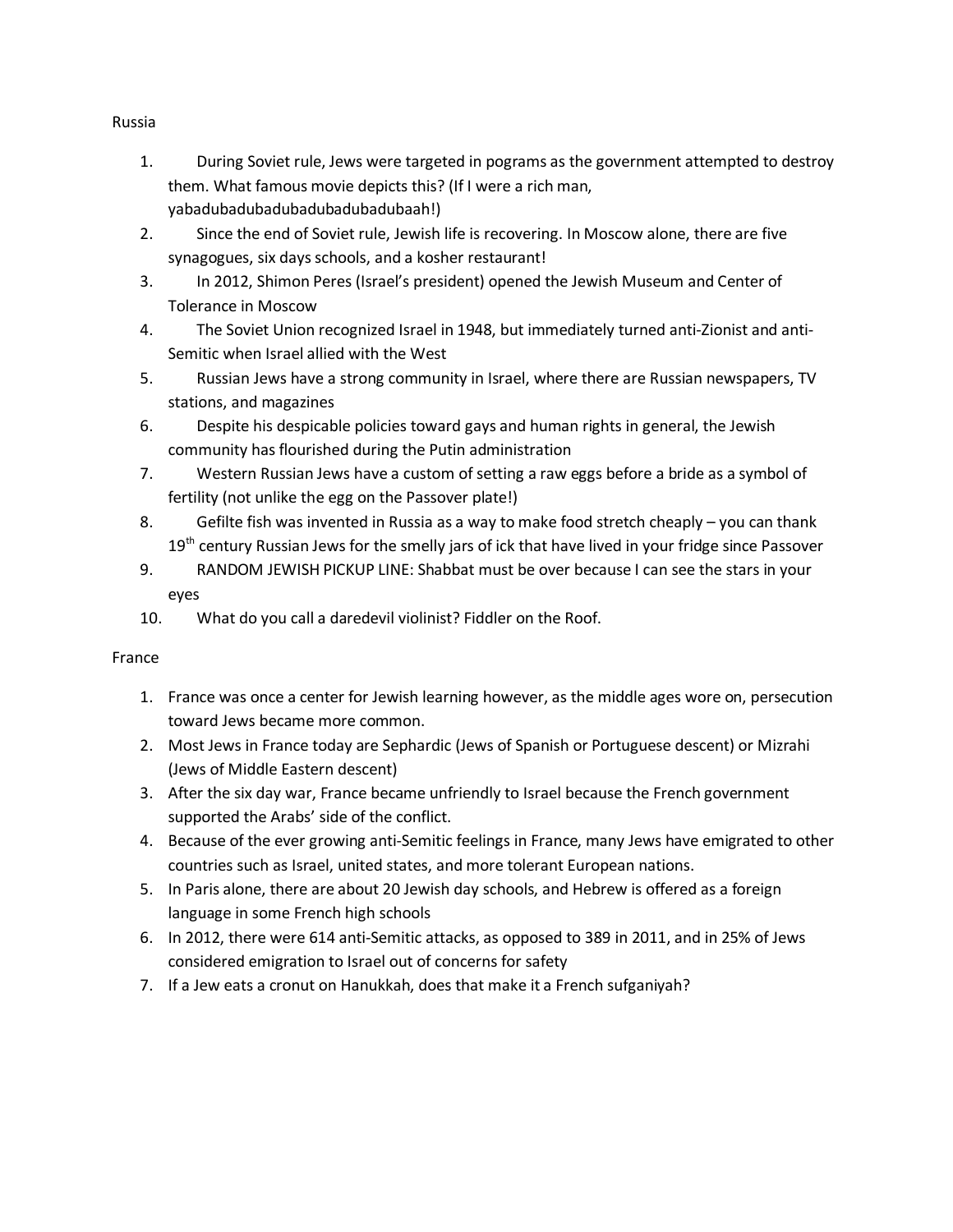Russia

1. During Soviet rule, Jews were targeted in pograms as the government attempted to destroy them. What famous movie depicts this? (If I were a rich man, yabadubadubadubadubadubadubaah!)
2. Since the end of Soviet rule, Jewish life is recovering. In Moscow alone, there are five synagogues, six days schools, and a kosher restaurant!
3. In 2012, Shimon Peres (Israel's president) opened the Jewish Museum and Center of Tolerance in Moscow
4. The Soviet Union recognized Israel in 1948, but immediately turned anti-Zionist and anti-Semitic when Israel allied with the West
5. Russian Jews have a strong community in Israel, where there are Russian newspapers, TV stations, and magazines
6. Despite his despicable policies toward gays and human rights in general, the Jewish community has flourished during the Putin administration
7. Western Russian Jews have a custom of setting a raw eggs before a bride as a symbol of fertility (not unlike the egg on the Passover plate!)
8. Gefilte fish was invented in Russia as a way to make food stretch cheaply – you can thank 19th century Russian Jews for the smelly jars of ick that have lived in your fridge since Passover
9. RANDOM JEWISH PICKUP LINE: Shabbat must be over because I can see the stars in your eyes
10. What do you call a daredevil violinist? Fiddler on the Roof.

France

1. France was once a center for Jewish learning however, as the middle ages wore on, persecution toward Jews became more common.
2. Most Jews in France today are Sephardic (Jews of Spanish or Portuguese descent) or Mizrahi (Jews of Middle Eastern descent)
3. After the six day war, France became unfriendly to Israel because the French government supported the Arabs' side of the conflict.
4. Because of the ever growing anti-Semitic feelings in France, many Jews have emigrated to other countries such as Israel, united states, and more tolerant European nations.
5. In Paris alone, there are about 20 Jewish day schools, and Hebrew is offered as a foreign language in some French high schools
6. In 2012, there were 614 anti-Semitic attacks, as opposed to 389 in 2011, and in 25% of Jews considered emigration to Israel out of concerns for safety
7. If a Jew eats a cronut on Hanukkah, does that make it a French sufganiyah?